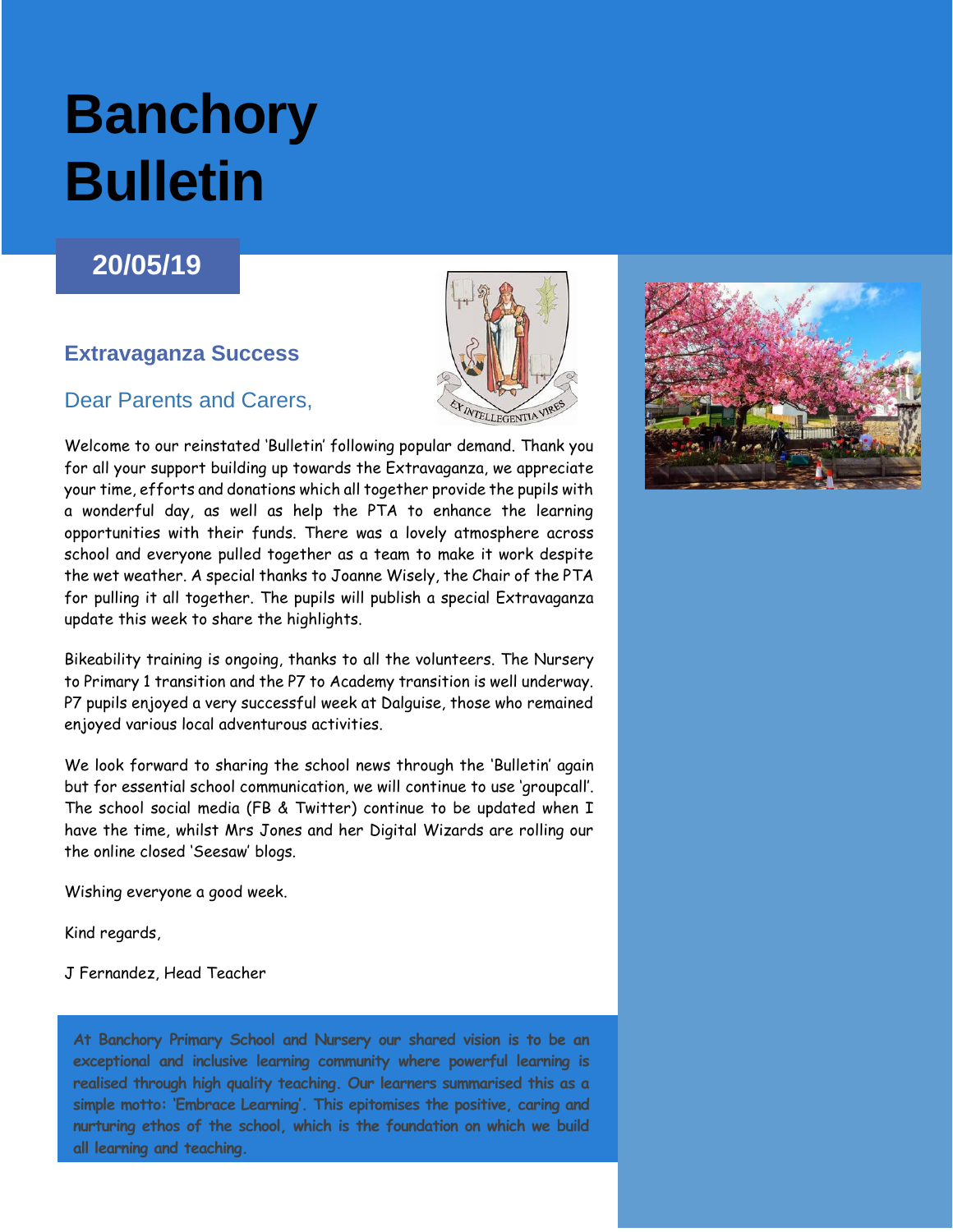# Banchory Bulletin

## 20/05/19

### Extravaganza Success

Dear Parents and Carers,

Welcome to our reinstated 'Bulletin' following popular demand. Thank you for all your support building up towards the Extravaganza, we appreciate your time, efforts and donations which all together provide the pupils with a wonderful day, as well as help the PTA to enhance the learning opportunities with their funds. There was a lovely atmosphere across school and everyone pulled together as a team to make it work despite the wet weather. A special thanks to Joanne Wisely, the Chair of the PTA for pulling it all together. The pupils will publish a special Extravaganza update this week to share the highlights.

Bikeability training is ongoing, thanks to all the volunteers. The Nursery to Primary 1 transition and the P7 to Academy transition is well underway. P7 pupils enjoyed a very successful week at Dalguise, those who remained enjoyed various local adventurous activities.

We look forward to sharing the school news through the 'Bulletin' again but for essential school communication, we will continue to use 'groupcall'. The school social media (FB & Twitter) continue to be updated when I have the time, whilst Mrs Jones and her Digital Wizards are rolling our the online closed 'Seesaw' blogs.

Wishing everyone a good week.

Kind regards,

J Fernandez, Head Teacher

**At Banchory Primary School and Nursery our shared vision is to be an exceptional and inclusive learning community where powerful learning is realised through high quality teaching. Our learners summarised this as a simple motto: 'Embrace Learning'. This epitomises the positive, caring and nurturing ethos of the school, which is the foundation on which we build all learning and teaching.**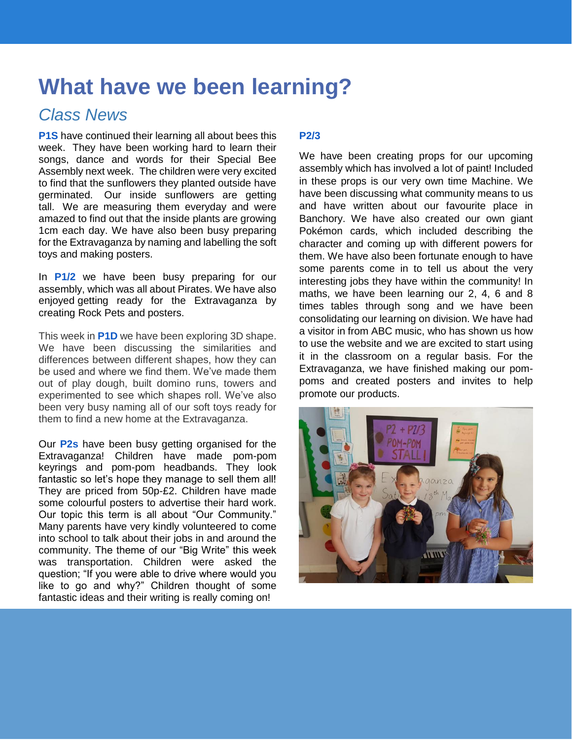# What have we been learning?

## *Class News*

**P1S** have continued their learning all about bees this week. They have been working hard to learn their songs, dance and words for their Special Bee Assembly next week. The children were very excited to find that the sunflowers they planted outside have germinated. Our inside sunflowers are getting tall. We are measuring them everyday and were amazed to find out that the inside plants are growing 1cm each day. We have also been busy preparing for the Extravaganza by naming and labelling the soft toys and making posters.

In **P1/2** we have been busy preparing for our assembly, which was all about Pirates. We have also enjoyed getting ready for the Extravaganza by creating Rock Pets and posters.

This week in **P1D** we have been exploring 3D shape. We have been discussing the similarities and differences between different shapes, how they can be used and where we find them. We've made them out of play dough, built domino runs, towers and experimented to see which shapes roll. We've also been very busy naming all of our soft toys ready for them to find a new home at the Extravaganza.

Our **P2s** have been busy getting organised for the Extravaganza! Children have made pom-pom keyrings and pom-pom headbands. They look fantastic so let's hope they manage to sell them all! They are priced from 50p-£2. Children have made some colourful posters to advertise their hard work. Our topic this term is all about "Our Community." Many parents have very kindly volunteered to come into school to talk about their jobs in and around the community. The theme of our "Big Write" this week was transportation. Children were asked the question; "If you were able to drive where would you like to go and why?" Children thought of some fantastic ideas and their writing is really coming on!

**P2/3**

We have been creating props for our upcoming assembly which has involved a lot of paint! Included in these props is our very own time Machine. We have been discussing what community means to us and have written about our favourite place in Banchory. We have also created our own giant Pokémon cards, which included describing the character and coming up with different powers for them. We have also been fortunate enough to have some parents come in to tell us about the very interesting jobs they have within the community! In maths, we have been learning our 2, 4, 6 and 8 times tables through song and we have been consolidating our learning on division. We have had a visitor in from ABC music, who has shown us how to use the website and we are excited to start using it in the classroom on a regular basis. For the Extravaganza, we have finished making our pom-poms and created posters and invites to help promote our products.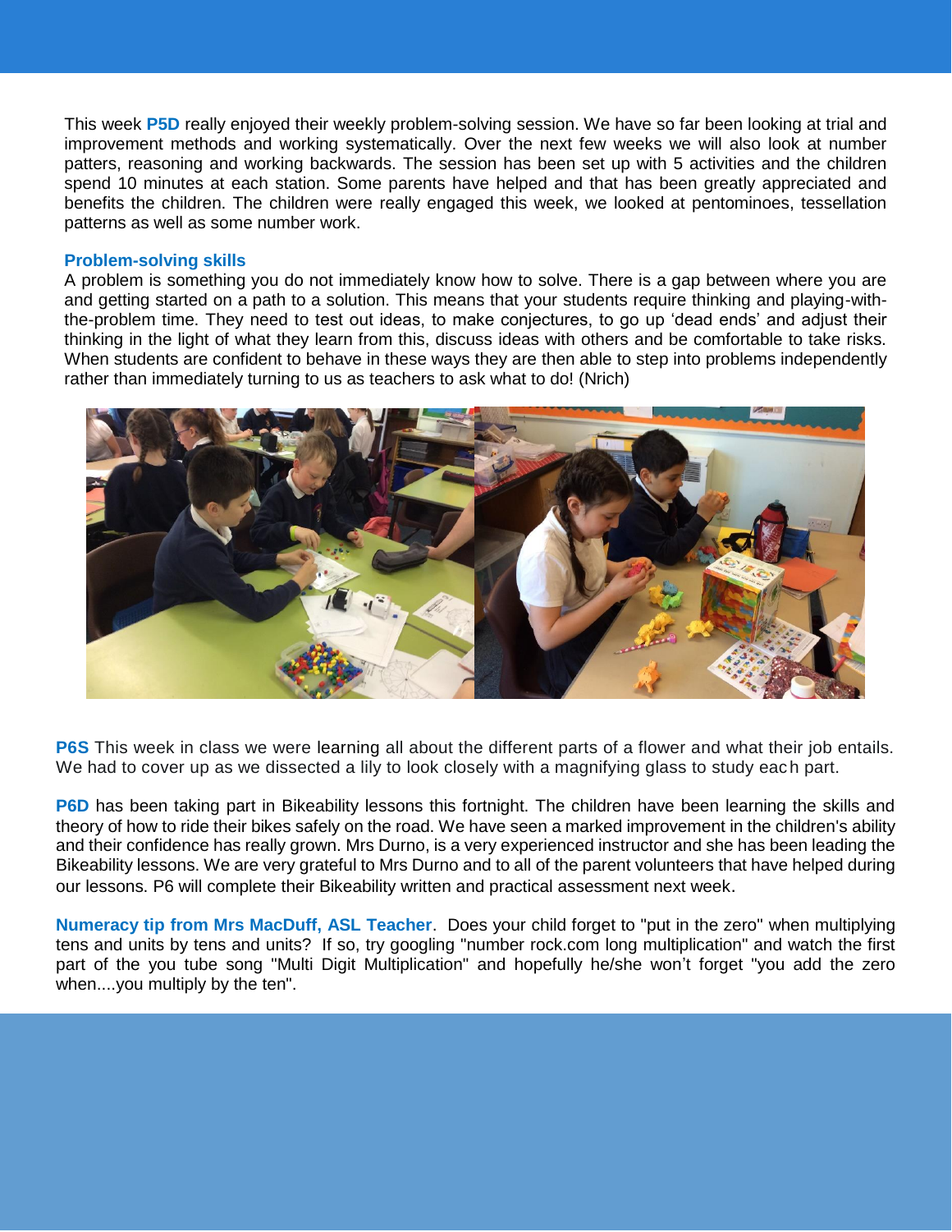This week **P5D** really enjoyed their weekly problem-solving session. We have so far been looking at trial and improvement methods and working systematically. Over the next few weeks we will also look at number patters, reasoning and working backwards. The session has been set up with 5 activities and the children spend 10 minutes at each station. Some parents have helped and that has been greatly appreciated and benefits the children. The children were really engaged this week, we looked at pentominoes, tessellation patterns as well as some number work.

**Problem-solving skills**

A problem is something you do not immediately know how to solve. There is a gap between where you are and getting started on a path to a solution. This means that your students require thinking and playing-with-the-problem time. They need to test out ideas, to make conjectures, to go up 'dead ends' and adjust their thinking in the light of what they learn from this, discuss ideas with others and be comfortable to take risks. When students are confident to behave in these ways they are then able to step into problems independently rather than immediately turning to us as teachers to ask what to do! (Nrich)

**P6S** This week in class we were learning all about the different parts of a flower and what their job entails. We had to cover up as we dissected a lily to look closely with a magnifying glass to study each part.

**P6D** has been taking part in Bikeability lessons this fortnight. The children have been learning the skills and theory of how to ride their bikes safely on the road. We have seen a marked improvement in the children's ability and their confidence has really grown. Mrs Durno, is a very experienced instructor and she has been leading the Bikeability lessons. We are very grateful to Mrs Durno and to all of the parent volunteers that have helped during our lessons. P6 will complete their Bikeability written and practical assessment next week.

**Numeracy tip from Mrs MacDuff, ASL Teacher**. Does your child forget to "put in the zero" when multiplying tens and units by tens and units? If so, try googling "number rock.com long multiplication" and watch the first part of the you tube song "Multi Digit Multiplication" and hopefully he/she won't forget "you add the zero when....you multiply by the ten".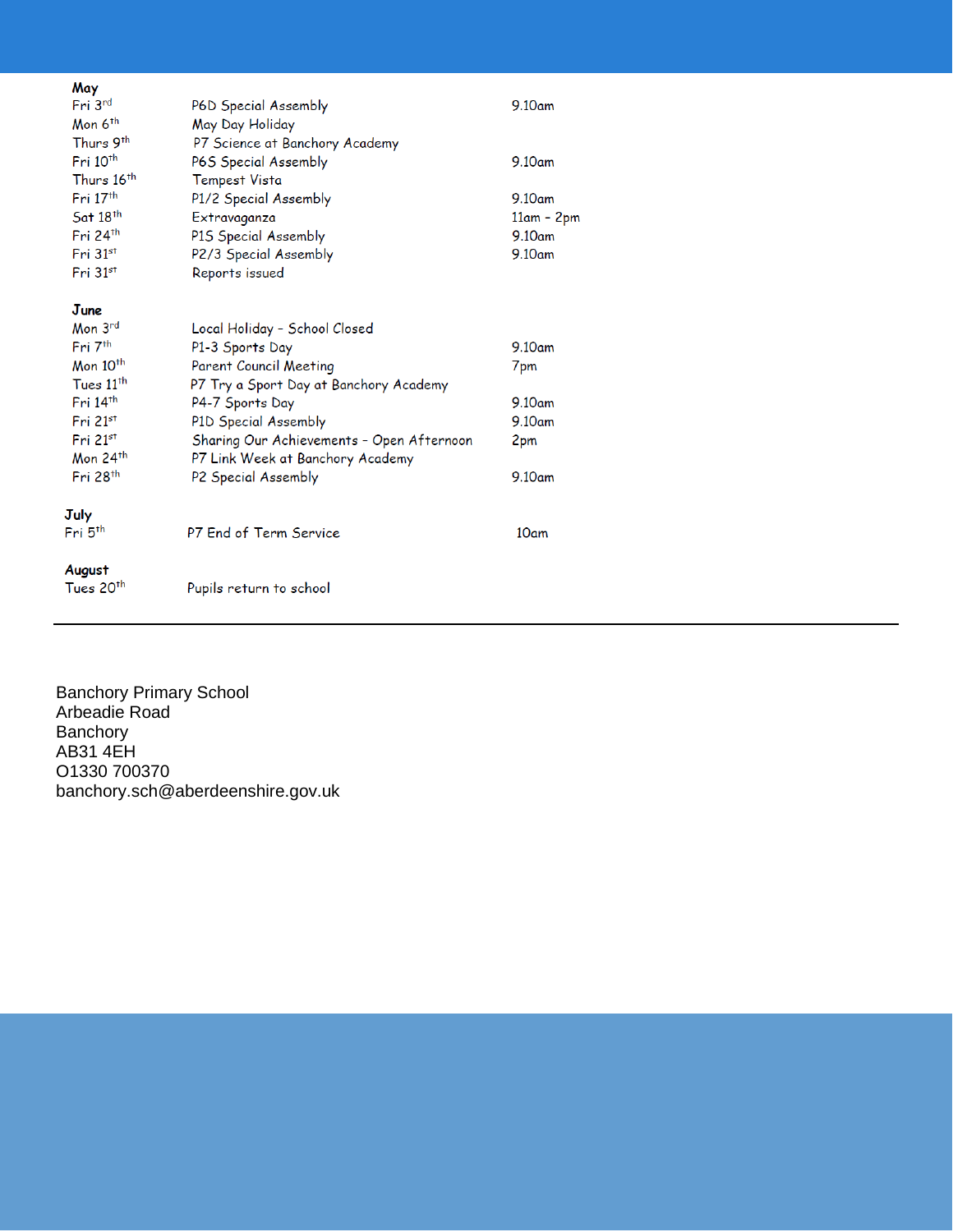**May**

| | | |
|---|---|---|
| Fri 3rd | P6D Special Assembly | 9.10am |
| Mon 6th | May Day Holiday | |
| Thurs 9th | P7 Science at Banchory Academy | |
| Fri 10th | P6S Special Assembly | 9.10am |
| Thurs 16th | Tempest Vista | |
| Fri 17th | P1/2 Special Assembly | 9.10am |
| Sat 18th | Extravaganza | 11am – 2pm |
| Fri 24th | P1S Special Assembly | 9.10am |
| Fri 31st | P2/3 Special Assembly | 9.10am |
| Fri 31st | Reports issued | |

**June**

| | | |
|---|---|---|
| Mon 3rd | Local Holiday – School Closed | |
| Fri 7th | P1-3 Sports Day | 9.10am |
| Mon 10th | Parent Council Meeting | 7pm |
| Tues 11th | P7 Try a Sport Day at Banchory Academy | |
| Fri 14th | P4-7 Sports Day | 9.10am |
| Fri 21st | P1D Special Assembly | 9.10am |
| Fri 21st | Sharing Our Achievements – Open Afternoon | 2pm |
| Mon 24th | P7 Link Week at Banchory Academy | |
| Fri 28th | P2 Special Assembly | 9.10am |

**July**

| | | |
|---|---|---|
| Fri 5th | P7 End of Term Service | 10am |

**August**

| | | |
|---|---|---|
| Tues 20th | Pupils return to school | |

---

Banchory Primary School
Arbeadie Road
Banchory
AB31 4EH
O1330 700370
banchory.sch@aberdeenshire.gov.uk